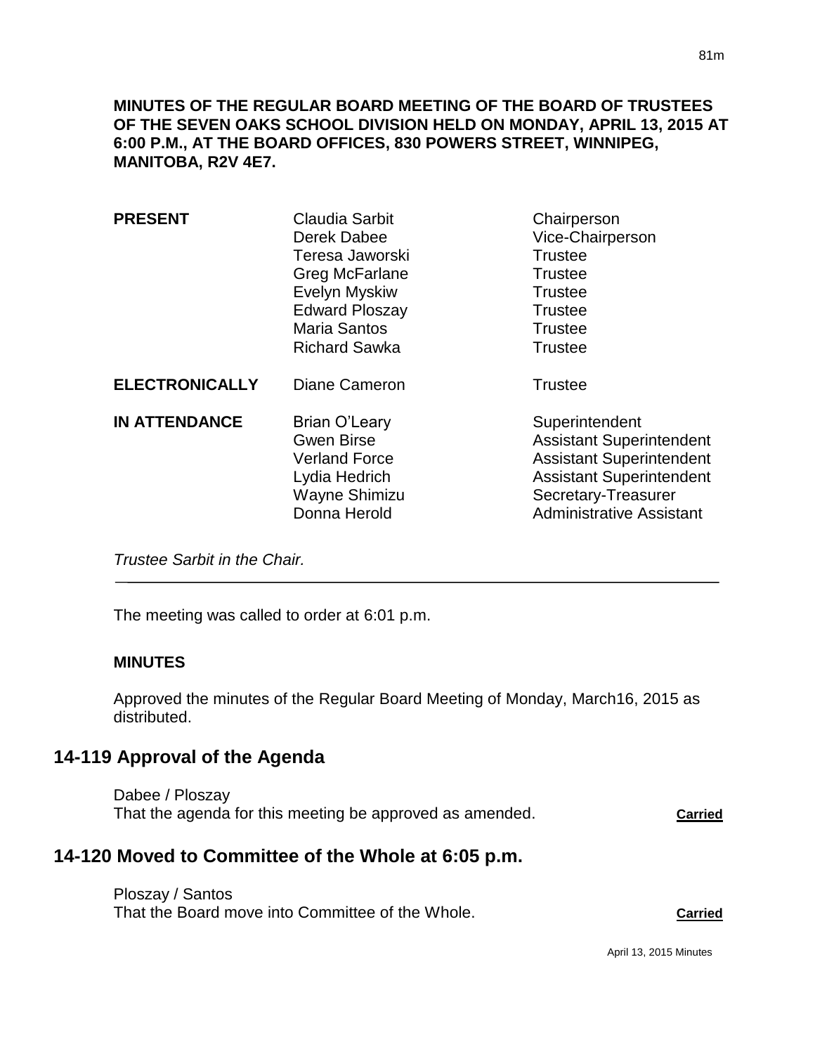**MINUTES OF THE REGULAR BOARD MEETING OF THE BOARD OF TRUSTEES OF THE SEVEN OAKS SCHOOL DIVISION HELD ON MONDAY, APRIL 13, 2015 AT 6:00 P.M., AT THE BOARD OFFICES, 830 POWERS STREET, WINNIPEG, MANITOBA, R2V 4E7.**

| | | |
|---|---|---|
| **PRESENT** | Claudia Sarbit | Chairperson |
| | Derek Dabee | Vice-Chairperson |
| | Teresa Jaworski | Trustee |
| | Greg McFarlane | Trustee |
| | Evelyn Myskiw | Trustee |
| | Edward Ploszay | Trustee |
| | Maria Santos | Trustee |
| | Richard Sawka | Trustee |
| **ELECTRONICALLY** | Diane Cameron | Trustee |
| **IN ATTENDANCE** | Brian O'Leary | Superintendent |
| | Gwen Birse | Assistant Superintendent |
| | Verland Force | Assistant Superintendent |
| | Lydia Hedrich | Assistant Superintendent |
| | Wayne Shimizu | Secretary-Treasurer |
| | Donna Herold | Administrative Assistant |

*Trustee Sarbit in the Chair.*

---

The meeting was called to order at 6:01 p.m.

**MINUTES**

Approved the minutes of the Regular Board Meeting of Monday, March16, 2015 as distributed.

## 14-119 Approval of the Agenda

Dabee / Ploszay
That the agenda for this meeting be approved as amended. **Carried**

## 14-120 Moved to Committee of the Whole at 6:05 p.m.

Ploszay / Santos
That the Board move into Committee of the Whole. **Carried**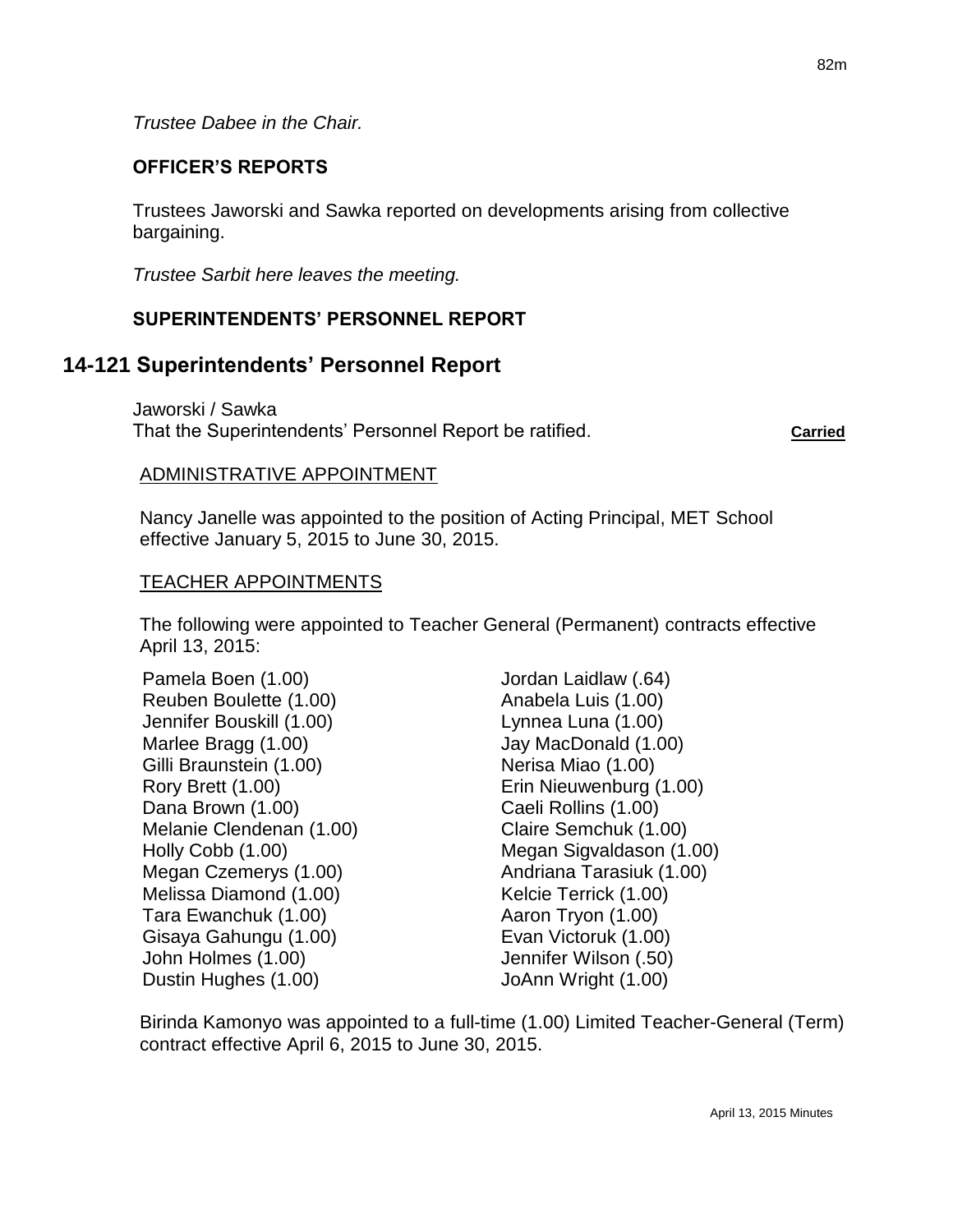*Trustee Dabee in the Chair.*

**OFFICER'S REPORTS**

Trustees Jaworski and Sawka reported on developments arising from collective bargaining.

*Trustee Sarbit here leaves the meeting.*

**SUPERINTENDENTS' PERSONNEL REPORT**

## 14-121 Superintendents' Personnel Report

Jaworski / Sawka
That the Superintendents' Personnel Report be ratified. **Carried**

ADMINISTRATIVE APPOINTMENT

Nancy Janelle was appointed to the position of Acting Principal, MET School effective January 5, 2015 to June 30, 2015.

TEACHER APPOINTMENTS

The following were appointed to Teacher General (Permanent) contracts effective April 13, 2015:

Pamela Boen (1.00)
Reuben Boulette (1.00)
Jennifer Bouskill (1.00)
Marlee Bragg (1.00)
Gilli Braunstein (1.00)
Rory Brett (1.00)
Dana Brown (1.00)
Melanie Clendenan (1.00)
Holly Cobb (1.00)
Megan Czemerys (1.00)
Melissa Diamond (1.00)
Tara Ewanchuk (1.00)
Gisaya Gahungu (1.00)
John Holmes (1.00)
Dustin Hughes (1.00)
Jordan Laidlaw (.64)
Anabela Luis (1.00)
Lynnea Luna (1.00)
Jay MacDonald (1.00)
Nerisa Miao (1.00)
Erin Nieuwenburg (1.00)
Caeli Rollins (1.00)
Claire Semchuk (1.00)
Megan Sigvaldason (1.00)
Andriana Tarasiuk (1.00)
Kelcie Terrick (1.00)
Aaron Tryon (1.00)
Evan Victoruk (1.00)
Jennifer Wilson (.50)
JoAnn Wright (1.00)

Birinda Kamonyo was appointed to a full-time (1.00) Limited Teacher-General (Term) contract effective April 6, 2015 to June 30, 2015.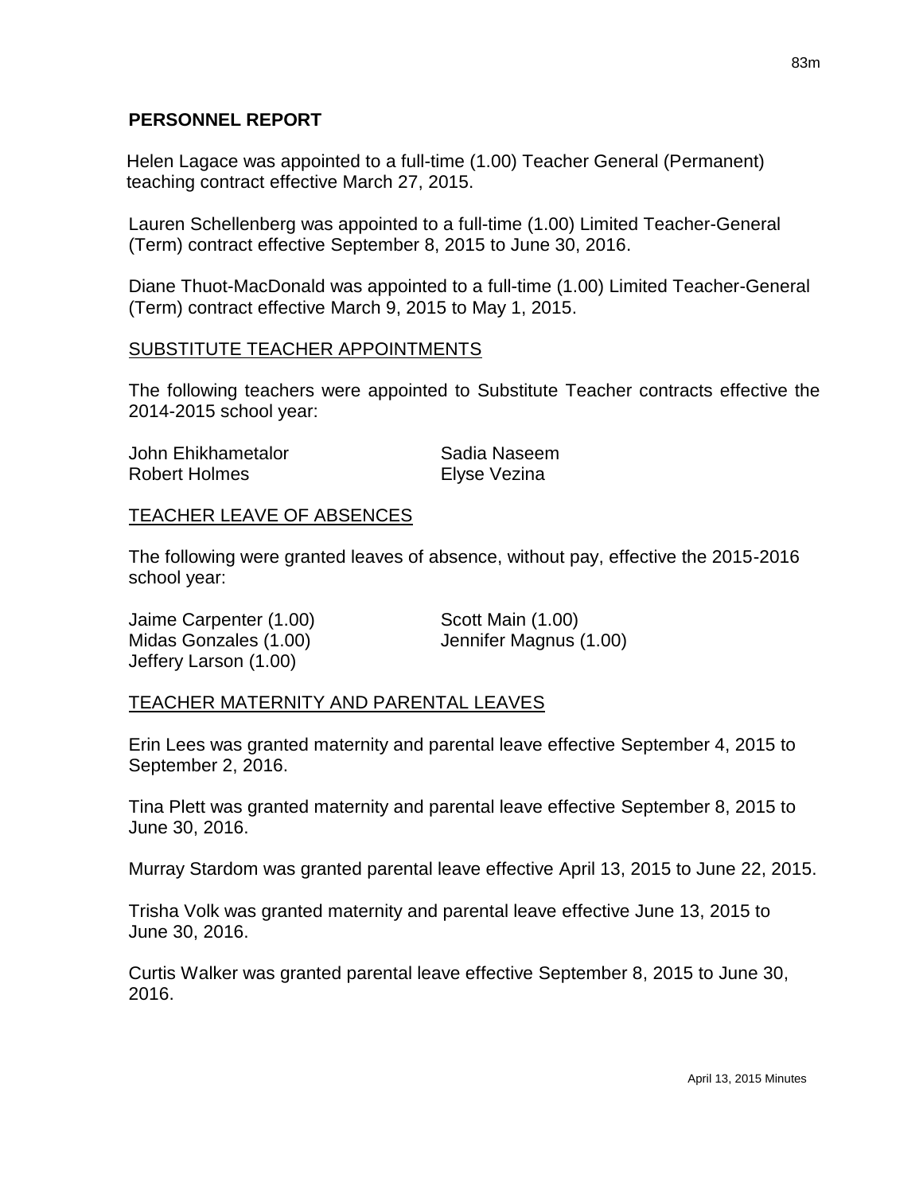## PERSONNEL REPORT

Helen Lagace was appointed to a full-time (1.00) Teacher General (Permanent) teaching contract effective March 27, 2015.

Lauren Schellenberg was appointed to a full-time (1.00) Limited Teacher-General (Term) contract effective September 8, 2015 to June 30, 2016.

Diane Thuot-MacDonald was appointed to a full-time (1.00) Limited Teacher-General (Term) contract effective March 9, 2015 to May 1, 2015.

### SUBSTITUTE TEACHER APPOINTMENTS

The following teachers were appointed to Substitute Teacher contracts effective the 2014-2015 school year:

John Ehikhametalor
Robert Holmes
Sadia Naseem
Elyse Vezina

### TEACHER LEAVE OF ABSENCES

The following were granted leaves of absence, without pay, effective the 2015-2016 school year:

Jaime Carpenter (1.00)
Midas Gonzales (1.00)
Jeffery Larson (1.00)
Scott Main (1.00)
Jennifer Magnus (1.00)

### TEACHER MATERNITY AND PARENTAL LEAVES

Erin Lees was granted maternity and parental leave effective September 4, 2015 to September 2, 2016.

Tina Plett was granted maternity and parental leave effective September 8, 2015 to June 30, 2016.

Murray Stardom was granted parental leave effective April 13, 2015 to June 22, 2015.

Trisha Volk was granted maternity and parental leave effective June 13, 2015 to June 30, 2016.

Curtis Walker was granted parental leave effective September 8, 2015 to June 30, 2016.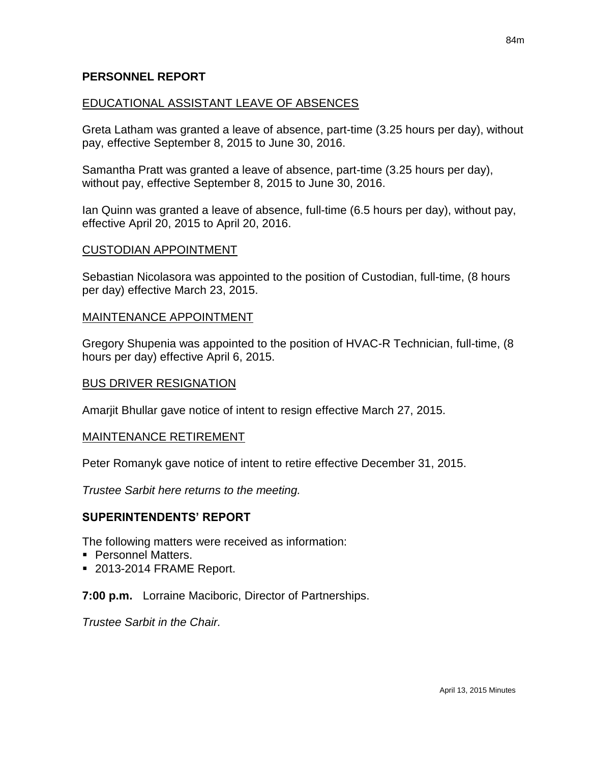## PERSONNEL REPORT

### EDUCATIONAL ASSISTANT LEAVE OF ABSENCES

Greta Latham was granted a leave of absence, part-time (3.25 hours per day), without pay, effective September 8, 2015 to June 30, 2016.

Samantha Pratt was granted a leave of absence, part-time (3.25 hours per day), without pay, effective September 8, 2015 to June 30, 2016.

Ian Quinn was granted a leave of absence, full-time (6.5 hours per day), without pay, effective April 20, 2015 to April 20, 2016.

### CUSTODIAN APPOINTMENT

Sebastian Nicolasora was appointed to the position of Custodian, full-time, (8 hours per day) effective March 23, 2015.

### MAINTENANCE APPOINTMENT

Gregory Shupenia was appointed to the position of HVAC-R Technician, full-time, (8 hours per day) effective April 6, 2015.

### BUS DRIVER RESIGNATION

Amarjit Bhullar gave notice of intent to resign effective March 27, 2015.

### MAINTENANCE RETIREMENT

Peter Romanyk gave notice of intent to retire effective December 31, 2015.

*Trustee Sarbit here returns to the meeting.*

## SUPERINTENDENTS' REPORT

The following matters were received as information:

- Personnel Matters.
- 2013-2014 FRAME Report.

**7:00 p.m.** Lorraine Maciboric, Director of Partnerships.

*Trustee Sarbit in the Chair.*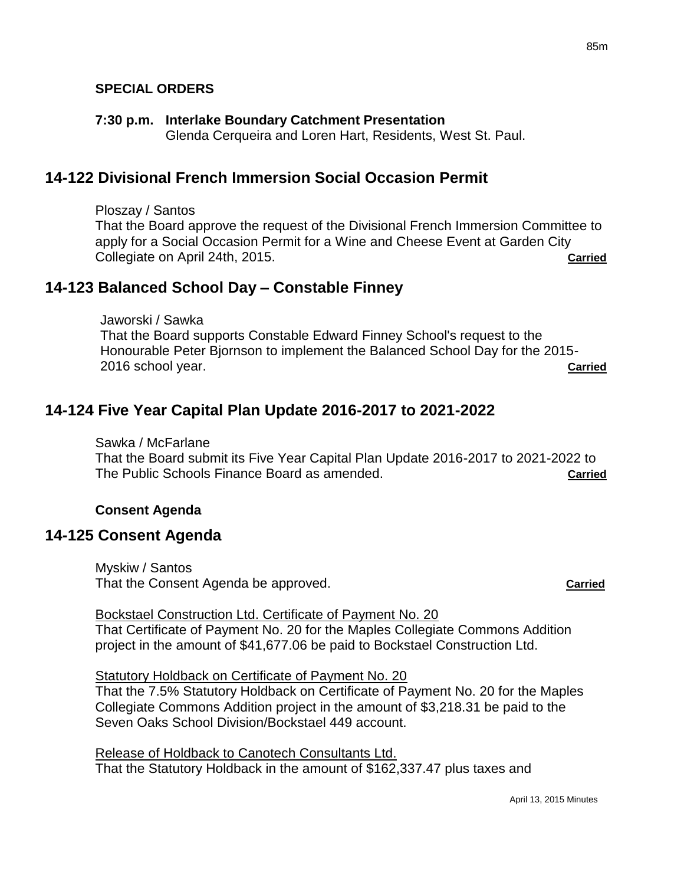**SPECIAL ORDERS**

**7:30 p.m. Interlake Boundary Catchment Presentation**
Glenda Cerqueira and Loren Hart, Residents, West St. Paul.

## 14-122 Divisional French Immersion Social Occasion Permit

Ploszay / Santos
That the Board approve the request of the Divisional French Immersion Committee to apply for a Social Occasion Permit for a Wine and Cheese Event at Garden City Collegiate on April 24th, 2015. **Carried**

## 14-123 Balanced School Day – Constable Finney

Jaworski / Sawka
That the Board supports Constable Edward Finney School's request to the Honourable Peter Bjornson to implement the Balanced School Day for the 2015-2016 school year. **Carried**

## 14-124 Five Year Capital Plan Update 2016-2017 to 2021-2022

Sawka / McFarlane
That the Board submit its Five Year Capital Plan Update 2016-2017 to 2021-2022 to The Public Schools Finance Board as amended. **Carried**

**Consent Agenda**

## 14-125 Consent Agenda

Myskiw / Santos
That the Consent Agenda be approved. **Carried**

Bockstael Construction Ltd. Certificate of Payment No. 20
That Certificate of Payment No. 20 for the Maples Collegiate Commons Addition project in the amount of $41,677.06 be paid to Bockstael Construction Ltd.

Statutory Holdback on Certificate of Payment No. 20
That the 7.5% Statutory Holdback on Certificate of Payment No. 20 for the Maples Collegiate Commons Addition project in the amount of $3,218.31 be paid to the Seven Oaks School Division/Bockstael 449 account.

Release of Holdback to Canotech Consultants Ltd.
That the Statutory Holdback in the amount of $162,337.47 plus taxes and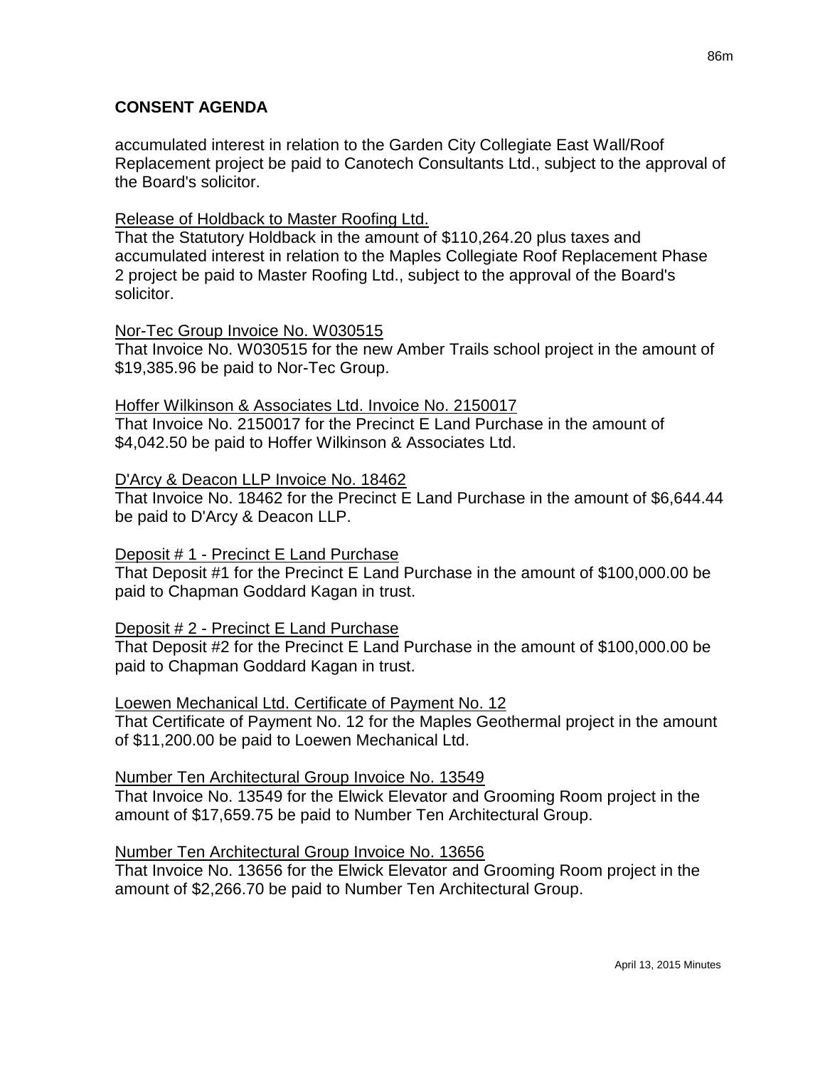## CONSENT AGENDA

accumulated interest in relation to the Garden City Collegiate East Wall/Roof Replacement project be paid to Canotech Consultants Ltd., subject to the approval of the Board's solicitor.

<u>Release of Holdback to Master Roofing Ltd.</u>
That the Statutory Holdback in the amount of $110,264.20 plus taxes and accumulated interest in relation to the Maples Collegiate Roof Replacement Phase 2 project be paid to Master Roofing Ltd., subject to the approval of the Board's solicitor.

<u>Nor-Tec Group Invoice No. W030515</u>
That Invoice No. W030515 for the new Amber Trails school project in the amount of $19,385.96 be paid to Nor-Tec Group.

<u>Hoffer Wilkinson & Associates Ltd. Invoice No. 2150017</u>
That Invoice No. 2150017 for the Precinct E Land Purchase in the amount of $4,042.50 be paid to Hoffer Wilkinson & Associates Ltd.

<u>D'Arcy & Deacon LLP Invoice No. 18462</u>
That Invoice No. 18462 for the Precinct E Land Purchase in the amount of $6,644.44 be paid to D'Arcy & Deacon LLP.

<u>Deposit # 1 - Precinct E Land Purchase</u>
That Deposit #1 for the Precinct E Land Purchase in the amount of $100,000.00 be paid to Chapman Goddard Kagan in trust.

<u>Deposit # 2 - Precinct E Land Purchase</u>
That Deposit #2 for the Precinct E Land Purchase in the amount of $100,000.00 be paid to Chapman Goddard Kagan in trust.

<u>Loewen Mechanical Ltd. Certificate of Payment No. 12</u>
That Certificate of Payment No. 12 for the Maples Geothermal project in the amount of $11,200.00 be paid to Loewen Mechanical Ltd.

<u>Number Ten Architectural Group Invoice No. 13549</u>
That Invoice No. 13549 for the Elwick Elevator and Grooming Room project in the amount of $17,659.75 be paid to Number Ten Architectural Group.

<u>Number Ten Architectural Group Invoice No. 13656</u>
That Invoice No. 13656 for the Elwick Elevator and Grooming Room project in the amount of $2,266.70 be paid to Number Ten Architectural Group.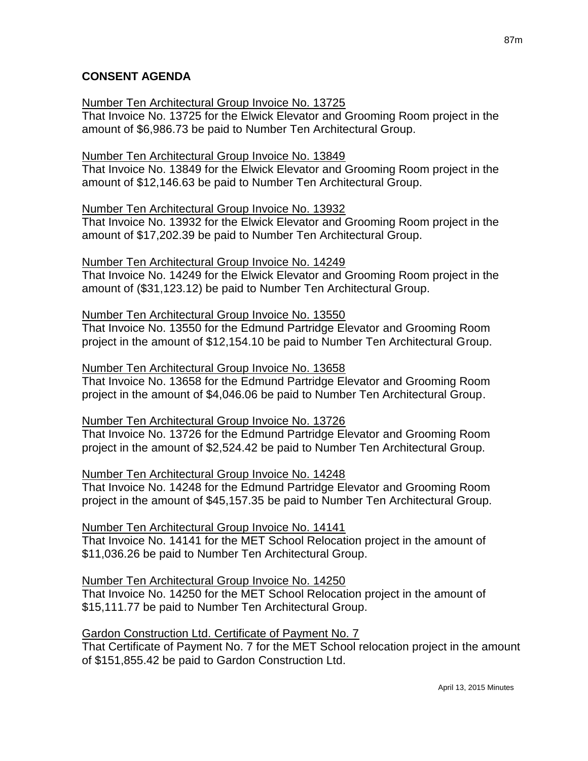## CONSENT AGENDA

Number Ten Architectural Group Invoice No. 13725

That Invoice No. 13725 for the Elwick Elevator and Grooming Room project in the amount of $6,986.73 be paid to Number Ten Architectural Group.

Number Ten Architectural Group Invoice No. 13849

That Invoice No. 13849 for the Elwick Elevator and Grooming Room project in the amount of $12,146.63 be paid to Number Ten Architectural Group.

Number Ten Architectural Group Invoice No. 13932

That Invoice No. 13932 for the Elwick Elevator and Grooming Room project in the amount of $17,202.39 be paid to Number Ten Architectural Group.

Number Ten Architectural Group Invoice No. 14249

That Invoice No. 14249 for the Elwick Elevator and Grooming Room project in the amount of ($31,123.12) be paid to Number Ten Architectural Group.

Number Ten Architectural Group Invoice No. 13550

That Invoice No. 13550 for the Edmund Partridge Elevator and Grooming Room project in the amount of $12,154.10 be paid to Number Ten Architectural Group.

Number Ten Architectural Group Invoice No. 13658

That Invoice No. 13658 for the Edmund Partridge Elevator and Grooming Room project in the amount of $4,046.06 be paid to Number Ten Architectural Group.

Number Ten Architectural Group Invoice No. 13726

That Invoice No. 13726 for the Edmund Partridge Elevator and Grooming Room project in the amount of $2,524.42 be paid to Number Ten Architectural Group.

Number Ten Architectural Group Invoice No. 14248

That Invoice No. 14248 for the Edmund Partridge Elevator and Grooming Room project in the amount of $45,157.35 be paid to Number Ten Architectural Group.

Number Ten Architectural Group Invoice No. 14141

That Invoice No. 14141 for the MET School Relocation project in the amount of $11,036.26 be paid to Number Ten Architectural Group.

Number Ten Architectural Group Invoice No. 14250

That Invoice No. 14250 for the MET School Relocation project in the amount of $15,111.77 be paid to Number Ten Architectural Group.

Gardon Construction Ltd. Certificate of Payment No. 7

That Certificate of Payment No. 7 for the MET School relocation project in the amount of $151,855.42 be paid to Gardon Construction Ltd.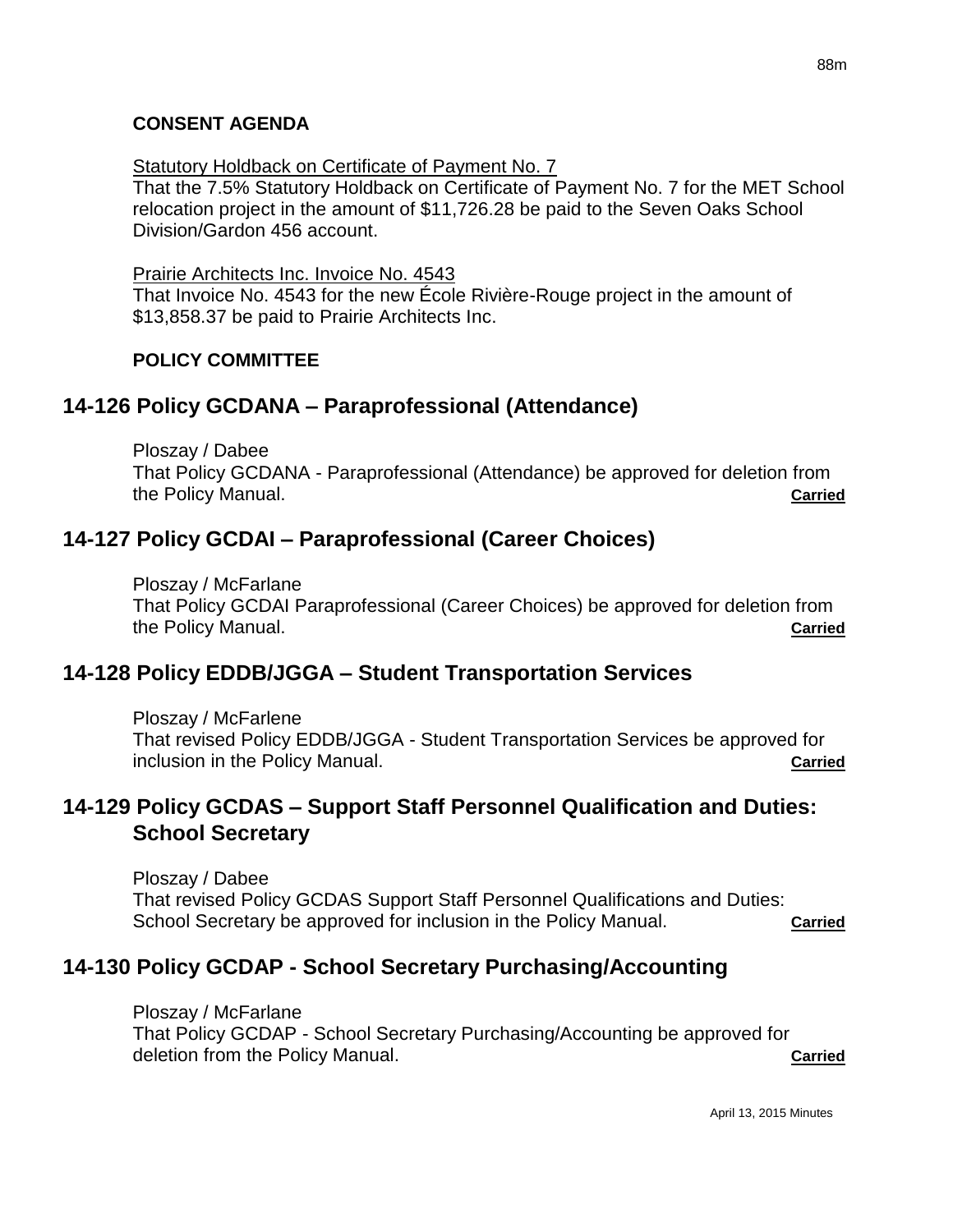**CONSENT AGENDA**

Statutory Holdback on Certificate of Payment No. 7
That the 7.5% Statutory Holdback on Certificate of Payment No. 7 for the MET School relocation project in the amount of $11,726.28 be paid to the Seven Oaks School Division/Gardon 456 account.

Prairie Architects Inc. Invoice No. 4543
That Invoice No. 4543 for the new École Rivière-Rouge project in the amount of $13,858.37 be paid to Prairie Architects Inc.

**POLICY COMMITTEE**

## 14-126 Policy GCDANA – Paraprofessional (Attendance)

Ploszay / Dabee
That Policy GCDANA - Paraprofessional (Attendance) be approved for deletion from the Policy Manual. **Carried**

## 14-127 Policy GCDAI – Paraprofessional (Career Choices)

Ploszay / McFarlane
That Policy GCDAI Paraprofessional (Career Choices) be approved for deletion from the Policy Manual. **Carried**

## 14-128 Policy EDDB/JGGA – Student Transportation Services

Ploszay / McFarlene
That revised Policy EDDB/JGGA - Student Transportation Services be approved for inclusion in the Policy Manual. **Carried**

## 14-129 Policy GCDAS – Support Staff Personnel Qualification and Duties: School Secretary

Ploszay / Dabee
That revised Policy GCDAS Support Staff Personnel Qualifications and Duties: School Secretary be approved for inclusion in the Policy Manual. **Carried**

## 14-130 Policy GCDAP - School Secretary Purchasing/Accounting

Ploszay / McFarlane
That Policy GCDAP - School Secretary Purchasing/Accounting be approved for deletion from the Policy Manual. **Carried**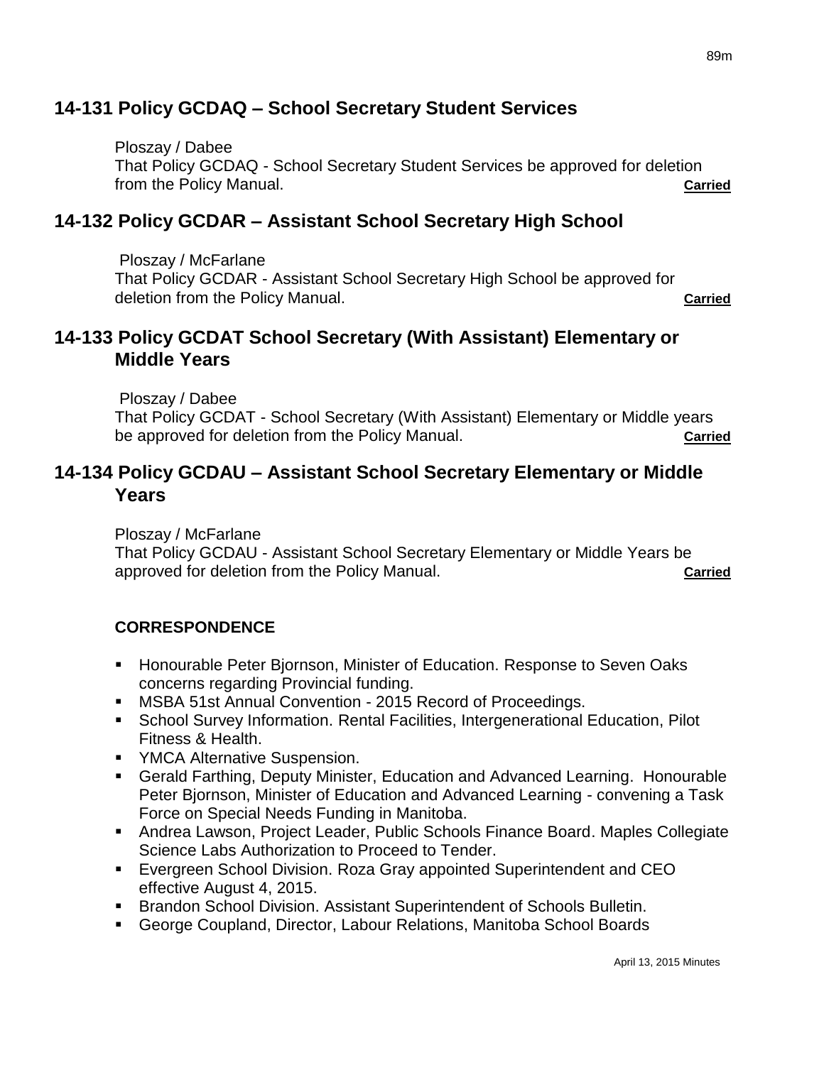## 14-131 Policy GCDAQ – School Secretary Student Services

Ploszay / Dabee
That Policy GCDAQ - School Secretary Student Services be approved for deletion from the Policy Manual. **Carried**

## 14-132 Policy GCDAR – Assistant School Secretary High School

Ploszay / McFarlane
That Policy GCDAR - Assistant School Secretary High School be approved for deletion from the Policy Manual. **Carried**

## 14-133 Policy GCDAT School Secretary (With Assistant) Elementary or Middle Years

Ploszay / Dabee
That Policy GCDAT - School Secretary (With Assistant) Elementary or Middle years be approved for deletion from the Policy Manual. **Carried**

## 14-134 Policy GCDAU – Assistant School Secretary Elementary or Middle Years

Ploszay / McFarlane
That Policy GCDAU - Assistant School Secretary Elementary or Middle Years be approved for deletion from the Policy Manual. **Carried**

### CORRESPONDENCE

- Honourable Peter Bjornson, Minister of Education. Response to Seven Oaks concerns regarding Provincial funding.
- MSBA 51st Annual Convention - 2015 Record of Proceedings.
- School Survey Information. Rental Facilities, Intergenerational Education, Pilot Fitness & Health.
- YMCA Alternative Suspension.
- Gerald Farthing, Deputy Minister, Education and Advanced Learning. Honourable Peter Bjornson, Minister of Education and Advanced Learning - convening a Task Force on Special Needs Funding in Manitoba.
- Andrea Lawson, Project Leader, Public Schools Finance Board. Maples Collegiate Science Labs Authorization to Proceed to Tender.
- Evergreen School Division. Roza Gray appointed Superintendent and CEO effective August 4, 2015.
- Brandon School Division. Assistant Superintendent of Schools Bulletin.
- George Coupland, Director, Labour Relations, Manitoba School Boards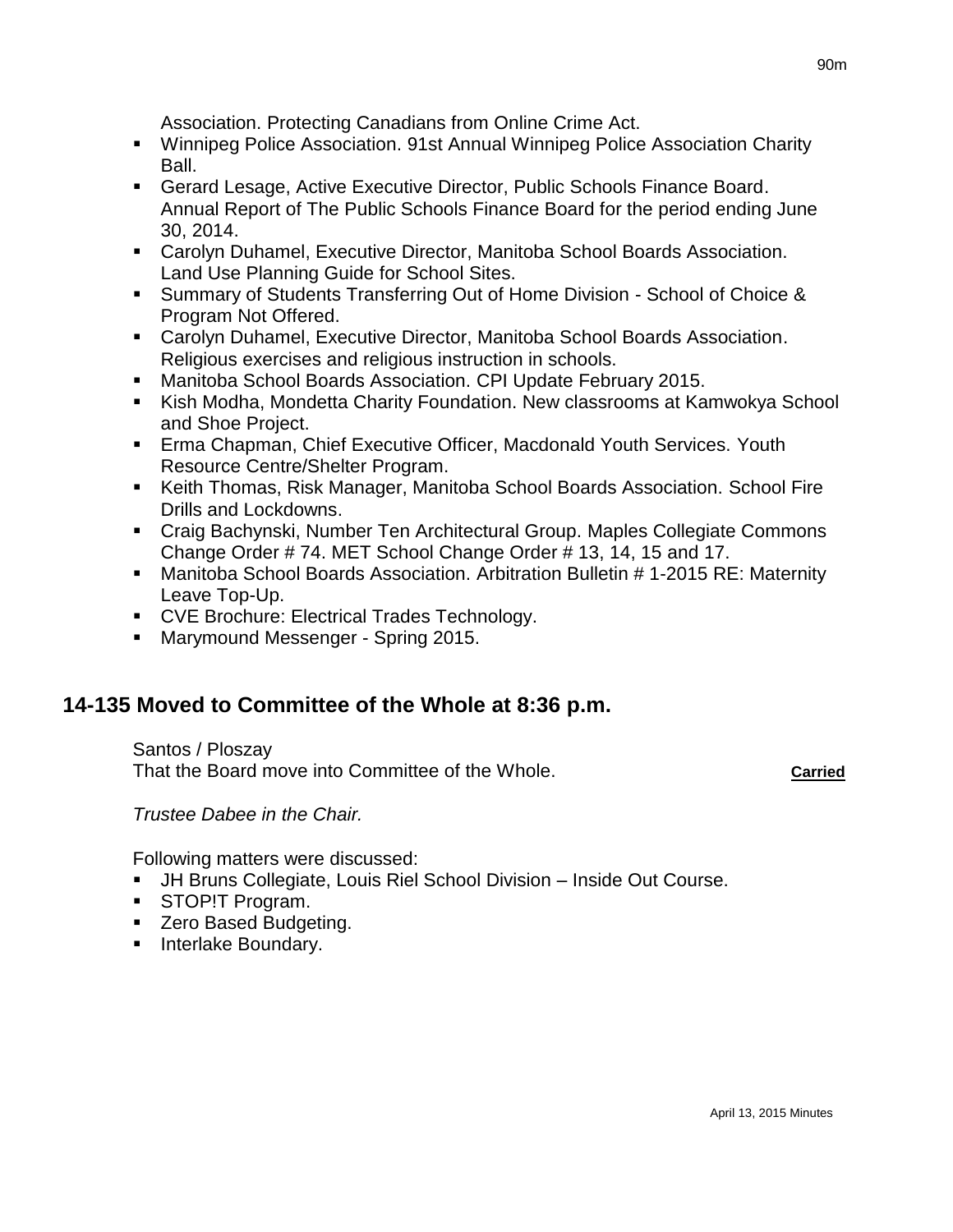Association. Protecting Canadians from Online Crime Act.

- Winnipeg Police Association. 91st Annual Winnipeg Police Association Charity Ball.
- Gerard Lesage, Active Executive Director, Public Schools Finance Board. Annual Report of The Public Schools Finance Board for the period ending June 30, 2014.
- Carolyn Duhamel, Executive Director, Manitoba School Boards Association. Land Use Planning Guide for School Sites.
- Summary of Students Transferring Out of Home Division - School of Choice & Program Not Offered.
- Carolyn Duhamel, Executive Director, Manitoba School Boards Association. Religious exercises and religious instruction in schools.
- Manitoba School Boards Association. CPI Update February 2015.
- Kish Modha, Mondetta Charity Foundation. New classrooms at Kamwokya School and Shoe Project.
- Erma Chapman, Chief Executive Officer, Macdonald Youth Services. Youth Resource Centre/Shelter Program.
- Keith Thomas, Risk Manager, Manitoba School Boards Association. School Fire Drills and Lockdowns.
- Craig Bachynski, Number Ten Architectural Group. Maples Collegiate Commons Change Order # 74. MET School Change Order # 13, 14, 15 and 17.
- Manitoba School Boards Association. Arbitration Bulletin # 1-2015 RE: Maternity Leave Top-Up.
- CVE Brochure: Electrical Trades Technology.
- Marymound Messenger - Spring 2015.

## 14-135 Moved to Committee of the Whole at 8:36 p.m.

Santos / Ploszay
That the Board move into Committee of the Whole. **Carried**

*Trustee Dabee in the Chair.*

Following matters were discussed:

- JH Bruns Collegiate, Louis Riel School Division – Inside Out Course.
- STOP!T Program.
- Zero Based Budgeting.
- Interlake Boundary.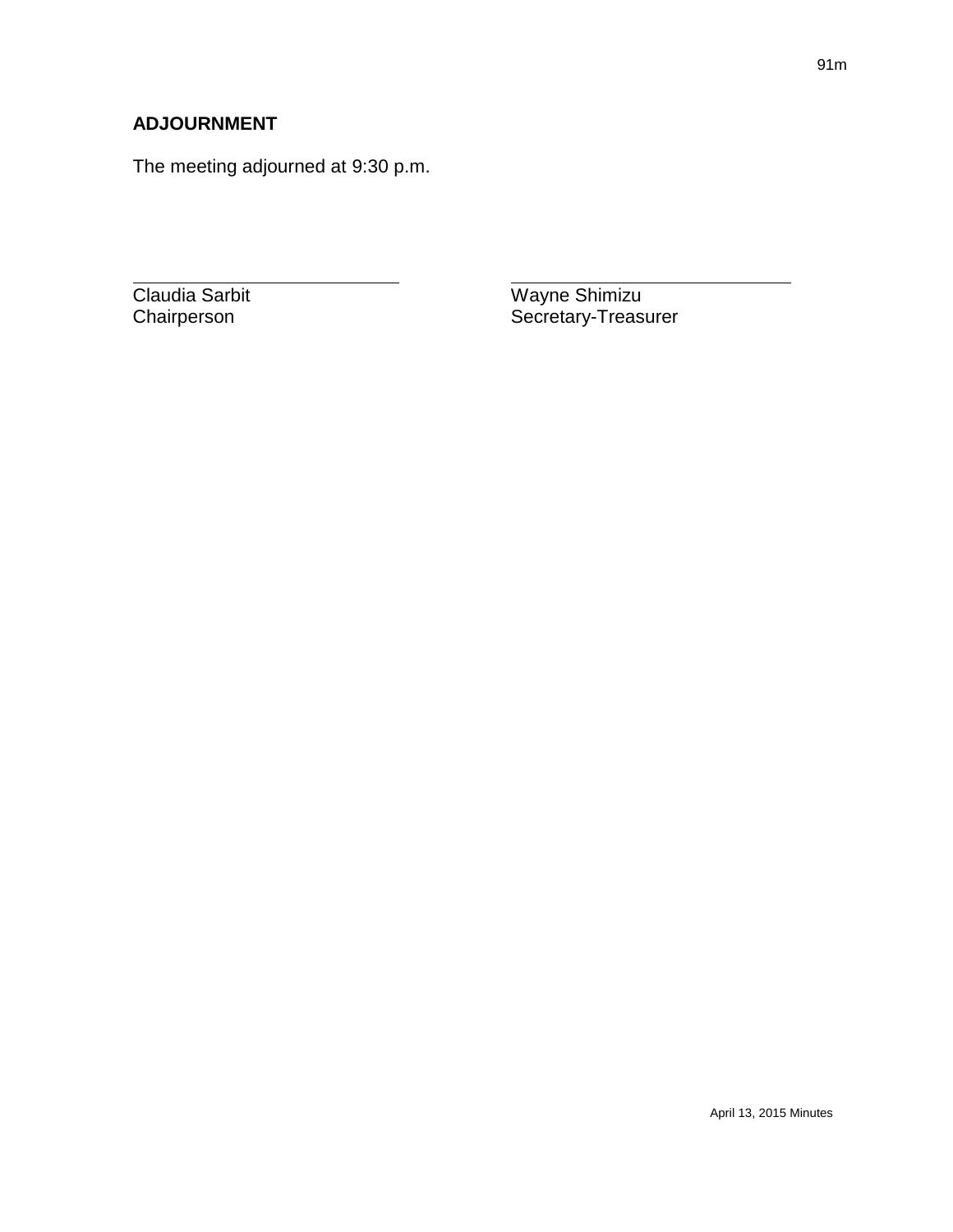## ADJOURNMENT

The meeting adjourned at 9:30 p.m.

| | |
|---|---|
| Claudia Sarbit | Wayne Shimizu |
| Chairperson | Secretary-Treasurer |